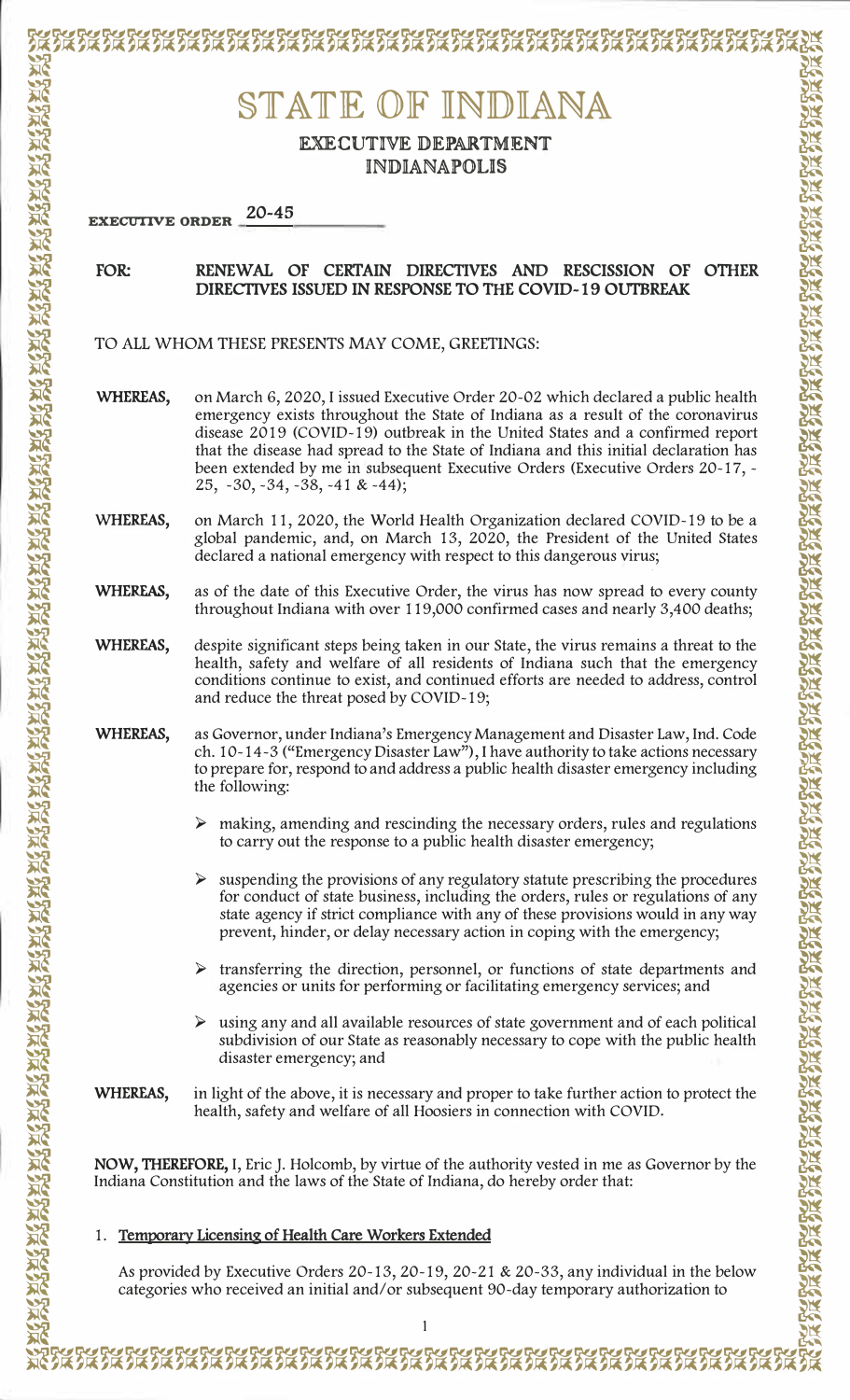# STATE OF INDIANA

## EXECUTIVE DEPARTMENT
## INDIANAPOLIS

**EXECUTIVE ORDER** 20-45

**FOR: RENEWAL OF CERTAIN DIRECTIVES AND RESCISSION OF OTHER DIRECTIVES ISSUED IN RESPONSE TO THE COVID-19 OUTBREAK**

TO ALL WHOM THESE PRESENTS MAY COME, GREETINGS:

**WHEREAS,** on March 6, 2020, I issued Executive Order 20-02 which declared a public health emergency exists throughout the State of Indiana as a result of the coronavirus disease 2019 (COVID-19) outbreak in the United States and a confirmed report that the disease had spread to the State of Indiana and this initial declaration has been extended by me in subsequent Executive Orders (Executive Orders 20-17, -25, -30, -34, -38, -41 & -44);

**WHEREAS,** on March 11, 2020, the World Health Organization declared COVID-19 to be a global pandemic, and, on March 13, 2020, the President of the United States declared a national emergency with respect to this dangerous virus;

**WHEREAS,** as of the date of this Executive Order, the virus has now spread to every county throughout Indiana with over 119,000 confirmed cases and nearly 3,400 deaths;

**WHEREAS,** despite significant steps being taken in our State, the virus remains a threat to the health, safety and welfare of all residents of Indiana such that the emergency conditions continue to exist, and continued efforts are needed to address, control and reduce the threat posed by COVID-19;

**WHEREAS,** as Governor, under Indiana's Emergency Management and Disaster Law, Ind. Code ch. 10-14-3 ("Emergency Disaster Law"), I have authority to take actions necessary to prepare for, respond to and address a public health disaster emergency including the following:

- making, amending and rescinding the necessary orders, rules and regulations to carry out the response to a public health disaster emergency;
- suspending the provisions of any regulatory statute prescribing the procedures for conduct of state business, including the orders, rules or regulations of any state agency if strict compliance with any of these provisions would in any way prevent, hinder, or delay necessary action in coping with the emergency;
- transferring the direction, personnel, or functions of state departments and agencies or units for performing or facilitating emergency services; and
- using any and all available resources of state government and of each political subdivision of our State as reasonably necessary to cope with the public health disaster emergency; and

**WHEREAS,** in light of the above, it is necessary and proper to take further action to protect the health, safety and welfare of all Hoosiers in connection with COVID.

**NOW, THEREFORE,** I, Eric J. Holcomb, by virtue of the authority vested in me as Governor by the Indiana Constitution and the laws of the State of Indiana, do hereby order that:

1. **Temporary Licensing of Health Care Workers Extended**

As provided by Executive Orders 20-13, 20-19, 20-21 & 20-33, any individual in the below categories who received an initial and/or subsequent 90-day temporary authorization to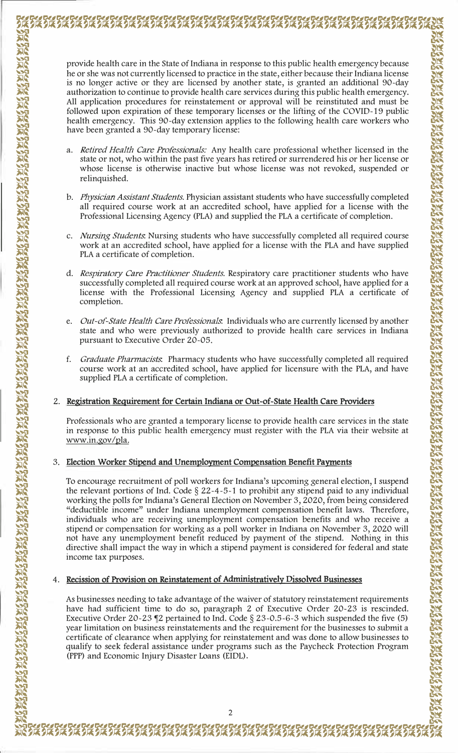provide health care in the State of Indiana in response to this public health emergency because he or she was not currently licensed to practice in the state, either because their Indiana license is no longer active or they are licensed by another state, is granted an additional 90-day authorization to continue to provide health care services during this public health emergency. All application procedures for reinstatement or approval will be reinstituted and must be followed upon expiration of these temporary licenses or the lifting of the COVID-19 public health emergency. This 90-day extension applies to the following health care workers who have been granted a 90-day temporary license:

a. *Retired Health Care Professionals:* Any health care professional whether licensed in the state or not, who within the past five years has retired or surrendered his or her license or whose license is otherwise inactive but whose license was not revoked, suspended or relinquished.

b. *Physician Assistant Students.* Physician assistant students who have successfully completed all required course work at an accredited school, have applied for a license with the Professional Licensing Agency (PLA) and supplied the PLA a certificate of completion.

c. *Nursing Students.* Nursing students who have successfully completed all required course work at an accredited school, have applied for a license with the PLA and have supplied PLA a certificate of completion.

d. *Respiratory Care Practitioner Students.* Respiratory care practitioner students who have successfully completed all required course work at an approved school, have applied for a license with the Professional Licensing Agency and supplied PLA a certificate of completion.

e. *Out-of-State Health Care Professionals.* Individuals who are currently licensed by another state and who were previously authorized to provide health care services in Indiana pursuant to Executive Order 20-05.

f. *Graduate Pharmacists.* Pharmacy students who have successfully completed all required course work at an accredited school, have applied for licensure with the PLA, and have supplied PLA a certificate of completion.

2. **Registration Requirement for Certain Indiana or Out-of-State Health Care Providers**

   Professionals who are granted a temporary license to provide health care services in the state in response to this public health emergency must register with the PLA via their website at www.in.gov/pla.

3. **Election Worker Stipend and Unemployment Compensation Benefit Payments**

   To encourage recruitment of poll workers for Indiana's upcoming general election, I suspend the relevant portions of Ind. Code § 22-4-5-1 to prohibit any stipend paid to any individual working the polls for Indiana's General Election on November 3, 2020, from being considered "deductible income" under Indiana unemployment compensation benefit laws. Therefore, individuals who are receiving unemployment compensation benefits and who receive a stipend or compensation for working as a poll worker in Indiana on November 3, 2020 will not have any unemployment benefit reduced by payment of the stipend. Nothing in this directive shall impact the way in which a stipend payment is considered for federal and state income tax purposes.

4. **Recission of Provision on Reinstatement of Administratively Dissolved Businesses**

   As businesses needing to take advantage of the waiver of statutory reinstatement requirements have had sufficient time to do so, paragraph 2 of Executive Order 20-23 is rescinded. Executive Order 20-23 ¶2 pertained to Ind. Code § 23-0.5-6-3 which suspended the five (5) year limitation on business reinstatements and the requirement for the businesses to submit a certificate of clearance when applying for reinstatement and was done to allow businesses to qualify to seek federal assistance under programs such as the Paycheck Protection Program (PPP) and Economic Injury Disaster Loans (EIDL).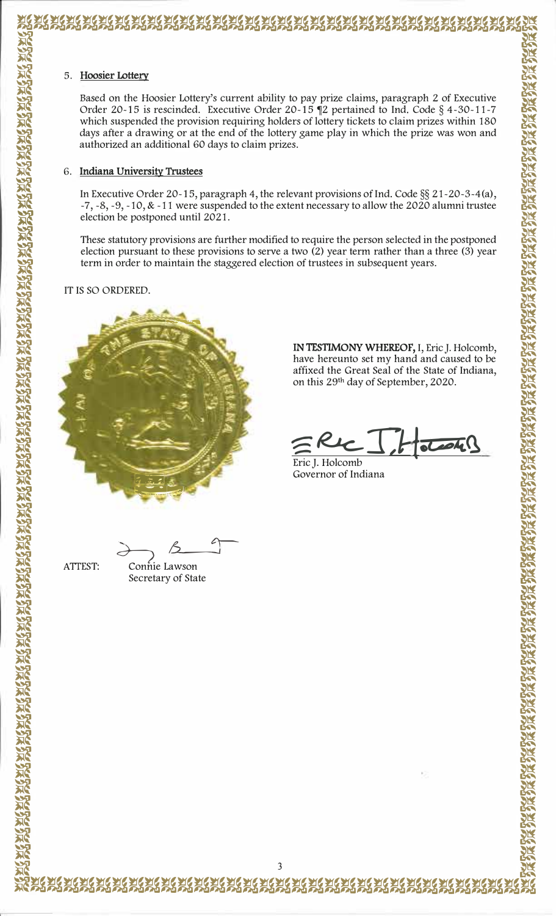5. **Hoosier Lottery**

   Based on the Hoosier Lottery's current ability to pay prize claims, paragraph 2 of Executive Order 20-15 is rescinded. Executive Order 20-15 ¶2 pertained to Ind. Code § 4-30-11-7 which suspended the provision requiring holders of lottery tickets to claim prizes within 180 days after a drawing or at the end of the lottery game play in which the prize was won and authorized an additional 60 days to claim prizes.

6. **Indiana University Trustees**

   In Executive Order 20-15, paragraph 4, the relevant provisions of Ind. Code §§ 21-20-3-4(a), -7, -8, -9, -10, & -11 were suspended to the extent necessary to allow the 2020 alumni trustee election be postponed until 2021.

   These statutory provisions are further modified to require the person selected in the postponed election pursuant to these provisions to serve a two (2) year term rather than a three (3) year term in order to maintain the staggered election of trustees in subsequent years.

IT IS SO ORDERED.

**IN TESTIMONY WHEREOF,** I, Eric J. Holcomb, have hereunto set my hand and caused to be affixed the Great Seal of the State of Indiana, on this 29th day of September, 2020.

Eric J. Holcomb
Governor of Indiana

ATTEST: Connie Lawson
Secretary of State